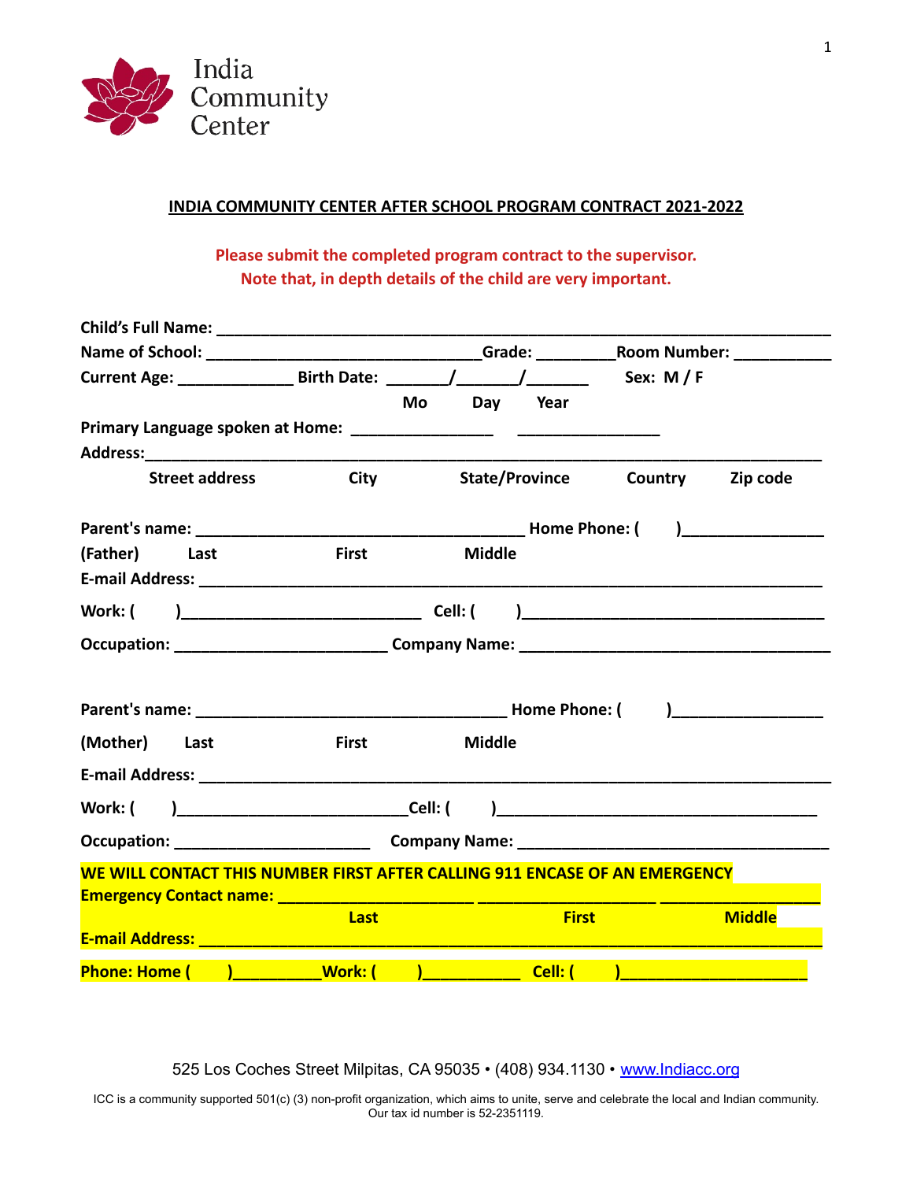India Community Center

## INDIA COMMUNITY CENTER AFTER SCHOOL PROGRAM CONTRACT 2021-2022

**Please submit the completed program contract to the supervisor.**
**Note that, in depth details of the child are very important.**

**Child's Full Name:** ______________________________________________________________

**Name of School:** ______________________________**Grade:** _________**Room Number:** ___________

**Current Age:** _____________ **Birth Date:** _______/_______/_______ **Sex: M / F**

Mo Day Year

**Primary Language spoken at Home:** ________________ ________________

**Address:**_______________________________________________________________________

Street address City State/Province Country Zip code

**Parent's name:** ____________________________________ **Home Phone: (** **)**________________

**(Father)** Last First Middle

**E-mail Address:** ________________________________________________________________

**Work: (** **)**__________________________ **Cell: (** **)**_________________________________

**Occupation:** ________________________ **Company Name:** ___________________________________

**Parent's name:** ___________________________________ **Home Phone: (** **)**_________________

**(Mother)** Last First Middle

**E-mail Address:** ________________________________________________________________

**Work: (** **)**__________________________**Cell: (** **)**____________________________________

**Occupation:** ______________________ **Company Name:** ___________________________________

**WE WILL CONTACT THIS NUMBER FIRST AFTER CALLING 911 ENCASE OF AN EMERGENCY**

**Emergency Contact name:** ______________________ ____________________ __________________

Last First Middle

**E-mail Address:** ________________________________________________________________

**Phone: Home (** **)**_________**Work: (** **)**__________ **Cell: (** **)**____________________

525 Los Coches Street Milpitas, CA 95035 • (408) 934.1130 • www.Indiacc.org

ICC is a community supported 501(c) (3) non-profit organization, which aims to unite, serve and celebrate the local and Indian community. Our tax id number is 52-2351119.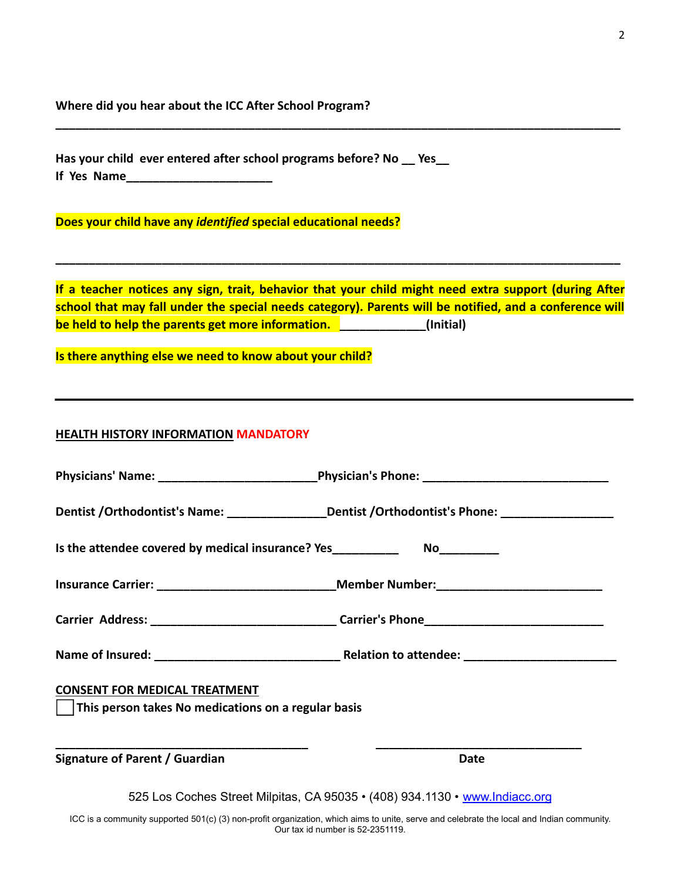**Where did you hear about the ICC After School Program?**

**_______________________________________________________________________________________**

**Has your child ever entered after school programs before? No __ Yes__**
**If Yes Name______________________**

**Does your child have any *identified* special educational needs?**

**_______________________________________________________________________________________**

**If a teacher notices any sign, trait, behavior that your child might need extra support (during After school that may fall under the special needs category). Parents will be notified, and a conference will be held to help the parents get more information. _____________(Initial)**

**Is there anything else we need to know about your child?**

---

**HEALTH HISTORY INFORMATION** **MANDATORY**

**Physicians' Name: ________________________Physician's Phone: ____________________________**

**Dentist /Orthodontist's Name: _______________Dentist /Orthodontist's Phone: _________________**

**Is the attendee covered by medical insurance? Yes__________ No_________**

**Insurance Carrier: ___________________________Member Number:_________________________**

**Carrier Address: ____________________________ Carrier's Phone___________________________**

**Name of Insured: ____________________________ Relation to attendee: ______________________**

**CONSENT FOR MEDICAL TREATMENT**

☐ **This person takes No medications on a regular basis**

**_______________________________________ ________________________________**

**Signature of Parent / Guardian Date**

525 Los Coches Street Milpitas, CA 95035 • (408) 934.1130 • www.Indiacc.org

ICC is a community supported 501(c) (3) non-profit organization, which aims to unite, serve and celebrate the local and Indian community. Our tax id number is 52-2351119.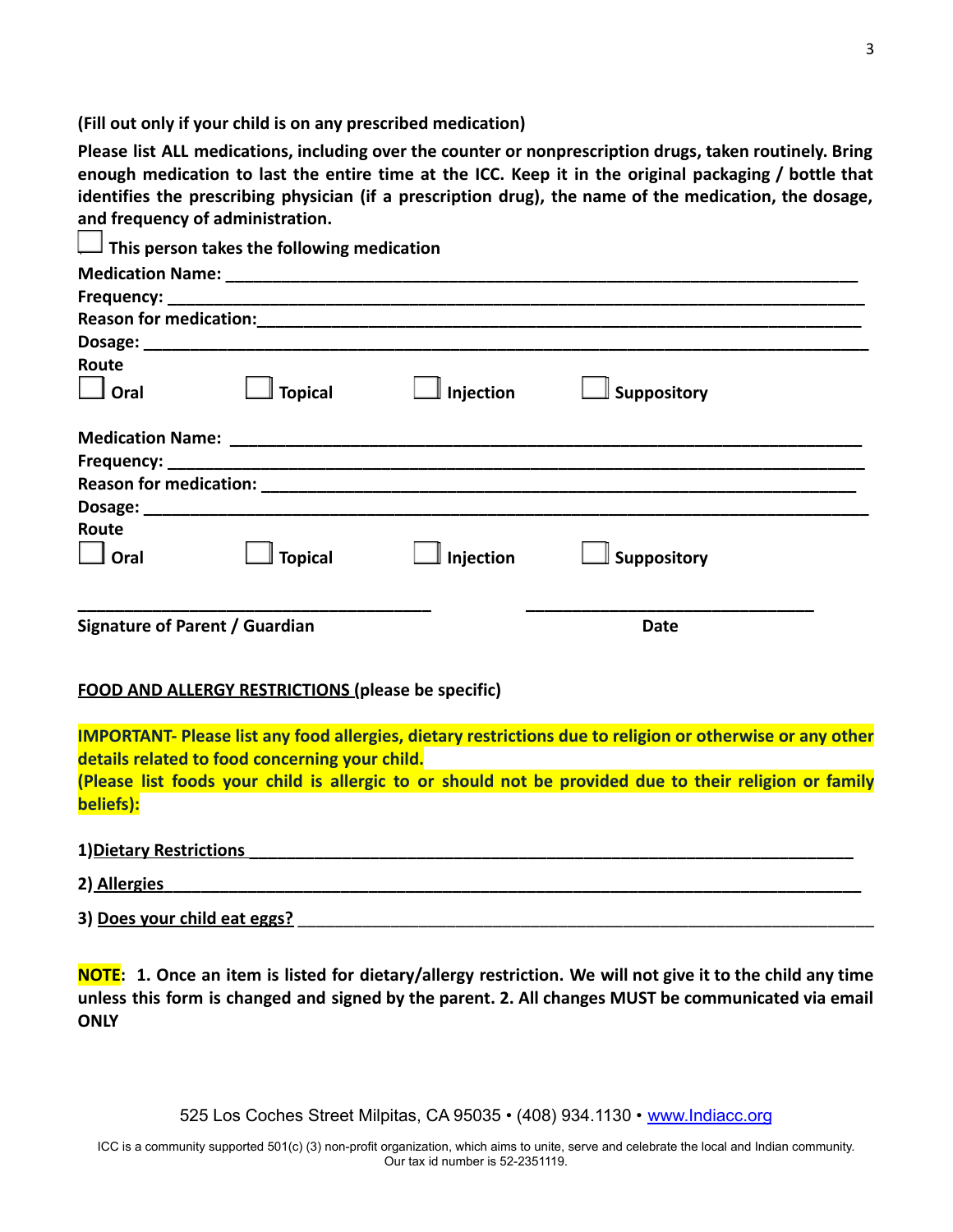**(Fill out only if your child is on any prescribed medication)**

**Please list ALL medications, including over the counter or nonprescription drugs, taken routinely. Bring enough medication to last the entire time at the ICC. Keep it in the original packaging / bottle that identifies the prescribing physician (if a prescription drug), the name of the medication, the dosage, and frequency of administration.**

☐ **This person takes the following medication**

**Medication Name:** ____________________________________________

**Frequency:** ____________________________________________

**Reason for medication:** ____________________________________________

**Dosage:** ____________________________________________

**Route**

☐ **Oral** ☐ **Topical** ☐ **Injection** ☐ **Suppository**

**Medication Name:** ____________________________________________

**Frequency:** ____________________________________________

**Reason for medication:** ____________________________________________

**Dosage:** ____________________________________________

**Route**

☐ **Oral** ☐ **Topical** ☐ **Injection** ☐ **Suppository**

______________________________ ______________________________

**Signature of Parent / Guardian** **Date**

**<u>FOOD AND ALLERGY RESTRICTIONS</u> (please be specific)**

**IMPORTANT- Please list any food allergies, dietary restrictions due to religion or otherwise or any other details related to food concerning your child.**
**(Please list foods your child is allergic to or should not be provided due to their religion or family beliefs):**

**1)<u>Dietary Restrictions</u>** ____________________________________________

**2) <u>Allergies</u>** ____________________________________________

**3) <u>Does your child eat eggs?</u>** ____________________________________________

**NOTE**: **1. Once an item is listed for dietary/allergy restriction. We will not give it to the child any time unless this form is changed and signed by the parent. 2. All changes MUST be communicated via email ONLY**

525 Los Coches Street Milpitas, CA 95035 • (408) 934.1130 • www.Indiacc.org

ICC is a community supported 501(c) (3) non-profit organization, which aims to unite, serve and celebrate the local and Indian community. Our tax id number is 52-2351119.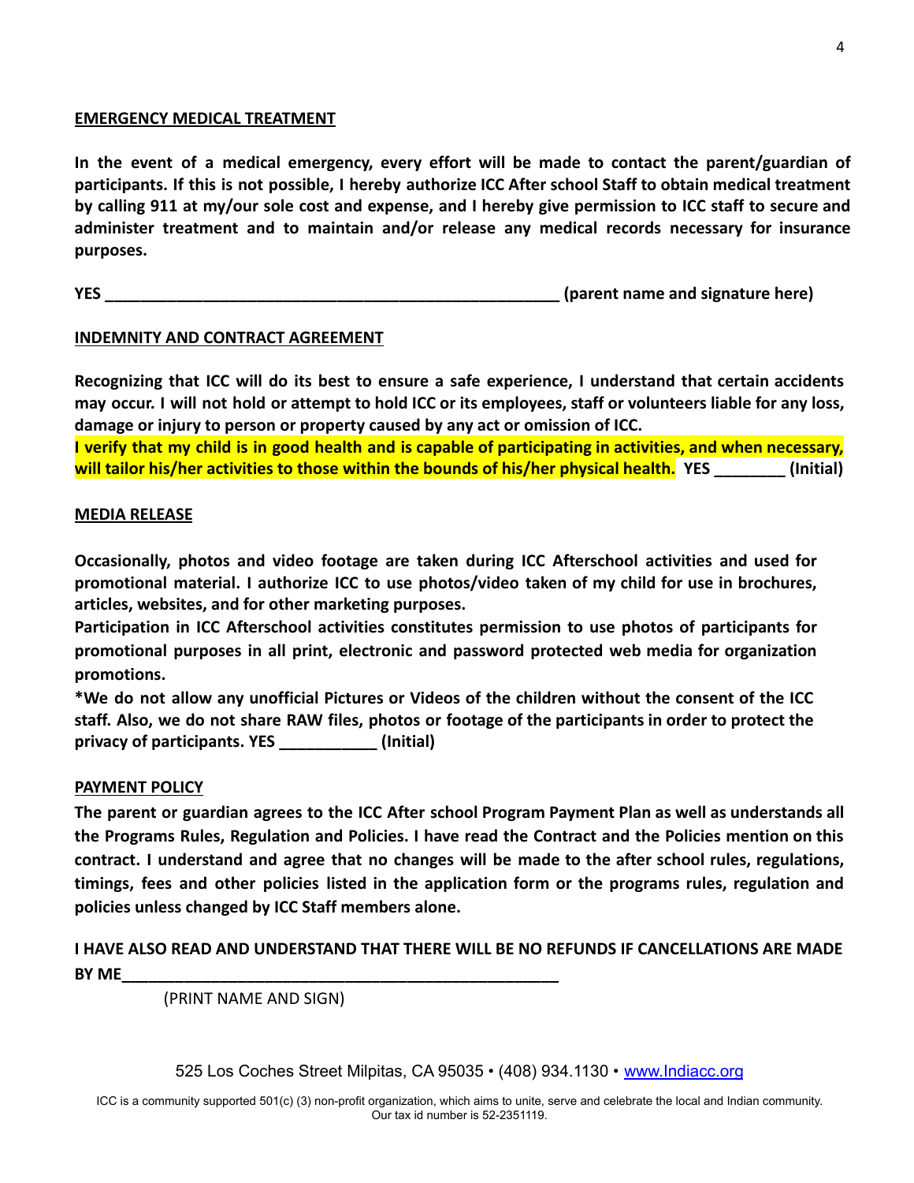**EMERGENCY MEDICAL TREATMENT**

**In the event of a medical emergency, every effort will be made to contact the parent/guardian of participants. If this is not possible, I hereby authorize ICC After school Staff to obtain medical treatment by calling 911 at my/our sole cost and expense, and I hereby give permission to ICC staff to secure and administer treatment and to maintain and/or release any medical records necessary for insurance purposes.**

**YES ______________________________________________________ (parent name and signature here)**

**INDEMNITY AND CONTRACT AGREEMENT**

**Recognizing that ICC will do its best to ensure a safe experience, I understand that certain accidents may occur. I will not hold or attempt to hold ICC or its employees, staff or volunteers liable for any loss, damage or injury to person or property caused by any act or omission of ICC.**

**I verify that my child is in good health and is capable of participating in activities, and when necessary, will tailor his/her activities to those within the bounds of his/her physical health. YES ________ (Initial)**

**MEDIA RELEASE**

**Occasionally, photos and video footage are taken during ICC Afterschool activities and used for promotional material. I authorize ICC to use photos/video taken of my child for use in brochures, articles, websites, and for other marketing purposes.**

**Participation in ICC Afterschool activities constitutes permission to use photos of participants for promotional purposes in all print, electronic and password protected web media for organization promotions.**

**\*We do not allow any unofficial Pictures or Videos of the children without the consent of the ICC staff. Also, we do not share RAW files, photos or footage of the participants in order to protect the privacy of participants. YES ___________ (Initial)**

**PAYMENT POLICY**

**The parent or guardian agrees to the ICC After school Program Payment Plan as well as understands all the Programs Rules, Regulation and Policies. I have read the Contract and the Policies mention on this contract. I understand and agree that no changes will be made to the after school rules, regulations, timings, fees and other policies listed in the application form or the programs rules, regulation and policies unless changed by ICC Staff members alone.**

**I HAVE ALSO READ AND UNDERSTAND THAT THERE WILL BE NO REFUNDS IF CANCELLATIONS ARE MADE BY ME___________________________________________________**

(PRINT NAME AND SIGN)

525 Los Coches Street Milpitas, CA 95035 • (408) 934.1130 • www.Indiacc.org

ICC is a community supported 501(c) (3) non-profit organization, which aims to unite, serve and celebrate the local and Indian community. Our tax id number is 52-2351119.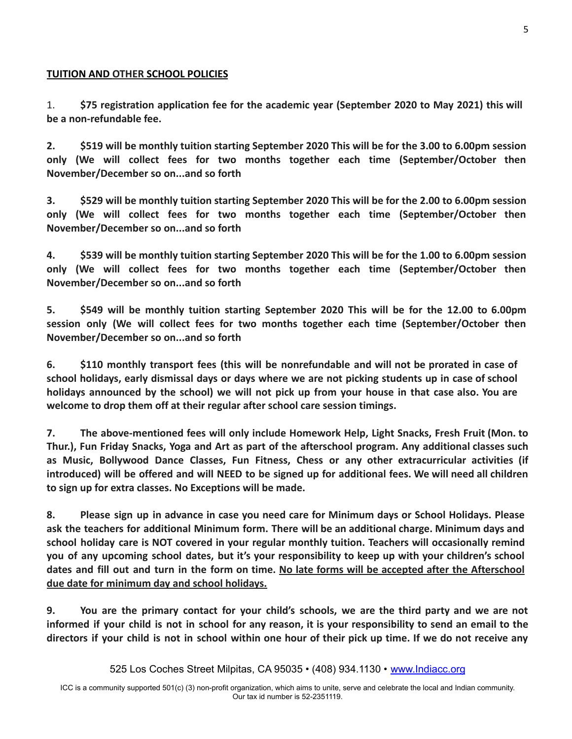**<u>TUITION AND OTHER SCHOOL POLICIES</u>**

1. **$75 registration application fee for the academic year (September 2020 to May 2021) this will be a non-refundable fee.**

2. **$519 will be monthly tuition starting September 2020 This will be for the 3.00 to 6.00pm session only (We will collect fees for two months together each time (September/October then November/December so on...and so forth**

3. **$529 will be monthly tuition starting September 2020 This will be for the 2.00 to 6.00pm session only (We will collect fees for two months together each time (September/October then November/December so on...and so forth**

4. **$539 will be monthly tuition starting September 2020 This will be for the 1.00 to 6.00pm session only (We will collect fees for two months together each time (September/October then November/December so on...and so forth**

5. **$549 will be monthly tuition starting September 2020 This will be for the 12.00 to 6.00pm session only (We will collect fees for two months together each time (September/October then November/December so on...and so forth**

6. **$110 monthly transport fees (this will be nonrefundable and will not be prorated in case of school holidays, early dismissal days or days where we are not picking students up in case of school holidays announced by the school) we will not pick up from your house in that case also. You are welcome to drop them off at their regular after school care session timings.**

7. **The above-mentioned fees will only include Homework Help, Light Snacks, Fresh Fruit (Mon. to Thur.), Fun Friday Snacks, Yoga and Art as part of the afterschool program. Any additional classes such as Music, Bollywood Dance Classes, Fun Fitness, Chess or any other extracurricular activities (if introduced) will be offered and will NEED to be signed up for additional fees. We will need all children to sign up for extra classes. No Exceptions will be made.**

8. **Please sign up in advance in case you need care for Minimum days or School Holidays. Please ask the teachers for additional Minimum form. There will be an additional charge. Minimum days and school holiday care is NOT covered in your regular monthly tuition. Teachers will occasionally remind you of any upcoming school dates, but it's your responsibility to keep up with your children's school dates and fill out and turn in the form on time. <u>No late forms will be accepted after the Afterschool due date for minimum day and school holidays.</u>**

9. **You are the primary contact for your child's schools, we are the third party and we are not informed if your child is not in school for any reason, it is your responsibility to send an email to the directors if your child is not in school within one hour of their pick up time. If we do not receive any**

525 Los Coches Street Milpitas, CA 95035 • (408) 934.1130 • www.Indiacc.org

ICC is a community supported 501(c) (3) non-profit organization, which aims to unite, serve and celebrate the local and Indian community. Our tax id number is 52-2351119.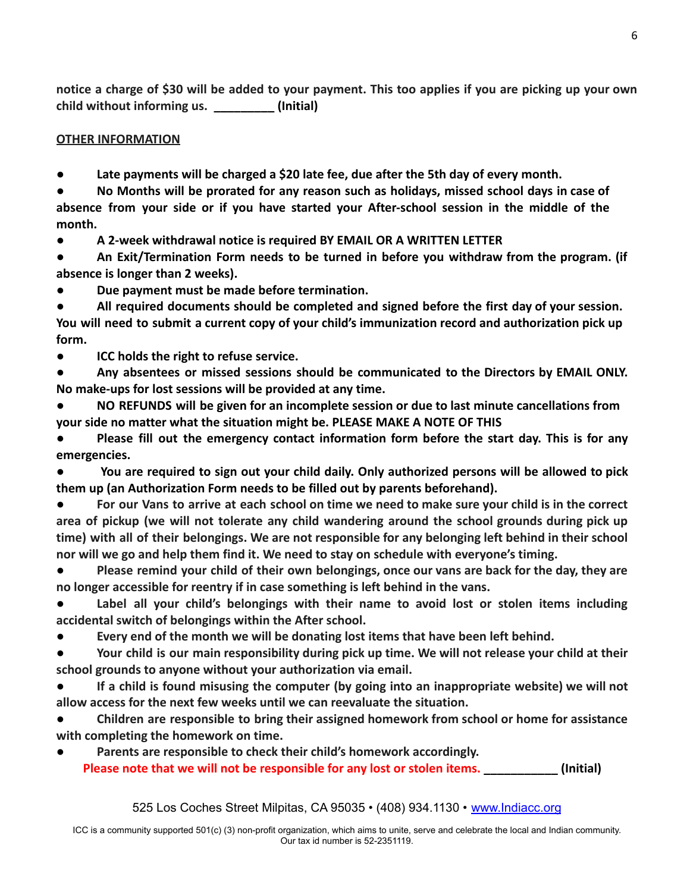**notice a charge of $30 will be added to your payment. This too applies if you are picking up your own child without informing us. _________ (Initial)**

**OTHER INFORMATION**

- **Late payments will be charged a $20 late fee, due after the 5th day of every month.**
- **No Months will be prorated for any reason such as holidays, missed school days in case of absence from your side or if you have started your After-school session in the middle of the month.**
- **A 2-week withdrawal notice is required BY EMAIL OR A WRITTEN LETTER**
- **An Exit/Termination Form needs to be turned in before you withdraw from the program. (if absence is longer than 2 weeks).**
- **Due payment must be made before termination.**
- **All required documents should be completed and signed before the first day of your session. You will need to submit a current copy of your child's immunization record and authorization pick up form.**
- **ICC holds the right to refuse service.**
- **Any absentees or missed sessions should be communicated to the Directors by EMAIL ONLY. No make-ups for lost sessions will be provided at any time.**
- **NO REFUNDS will be given for an incomplete session or due to last minute cancellations from your side no matter what the situation might be. PLEASE MAKE A NOTE OF THIS**
- **Please fill out the emergency contact information form before the start day. This is for any emergencies.**
- **You are required to sign out your child daily. Only authorized persons will be allowed to pick them up (an Authorization Form needs to be filled out by parents beforehand).**
- **For our Vans to arrive at each school on time we need to make sure your child is in the correct area of pickup (we will not tolerate any child wandering around the school grounds during pick up time) with all of their belongings. We are not responsible for any belonging left behind in their school nor will we go and help them find it. We need to stay on schedule with everyone's timing.**
- **Please remind your child of their own belongings, once our vans are back for the day, they are no longer accessible for reentry if in case something is left behind in the vans.**
- **Label all your child's belongings with their name to avoid lost or stolen items including accidental switch of belongings within the After school.**
- **Every end of the month we will be donating lost items that have been left behind.**
- **Your child is our main responsibility during pick up time. We will not release your child at their school grounds to anyone without your authorization via email.**
- **If a child is found misusing the computer (by going into an inappropriate website) we will not allow access for the next few weeks until we can reevaluate the situation.**
- **Children are responsible to bring their assigned homework from school or home for assistance with completing the homework on time.**
- **Parents are responsible to check their child's homework accordingly.**

**Please note that we will not be responsible for any lost or stolen items. ___________ (Initial)**

525 Los Coches Street Milpitas, CA 95035 • (408) 934.1130 • www.Indiacc.org

ICC is a community supported 501(c) (3) non-profit organization, which aims to unite, serve and celebrate the local and Indian community. Our tax id number is 52-2351119.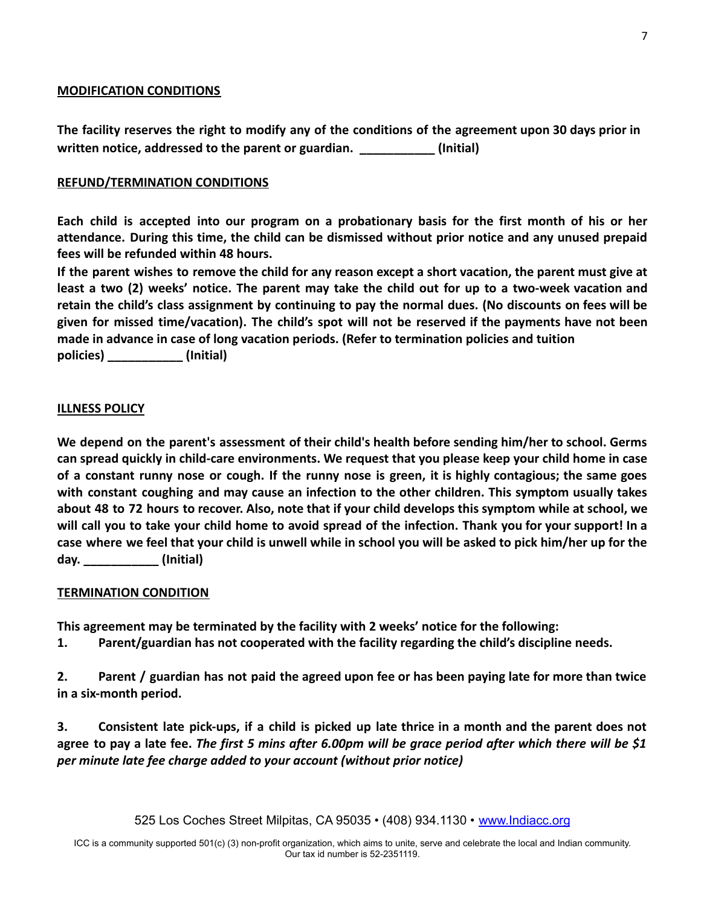## MODIFICATION CONDITIONS

**The facility reserves the right to modify any of the conditions of the agreement upon 30 days prior in written notice, addressed to the parent or guardian. ___________ (Initial)**

## REFUND/TERMINATION CONDITIONS

**Each child is accepted into our program on a probationary basis for the first month of his or her attendance. During this time, the child can be dismissed without prior notice and any unused prepaid fees will be refunded within 48 hours.**

**If the parent wishes to remove the child for any reason except a short vacation, the parent must give at least a two (2) weeks' notice. The parent may take the child out for up to a two-week vacation and retain the child's class assignment by continuing to pay the normal dues. (No discounts on fees will be given for missed time/vacation). The child's spot will not be reserved if the payments have not been made in advance in case of long vacation periods. (Refer to termination policies and tuition policies) ___________ (Initial)**

## ILLNESS POLICY

**We depend on the parent's assessment of their child's health before sending him/her to school. Germs can spread quickly in child-care environments. We request that you please keep your child home in case of a constant runny nose or cough. If the runny nose is green, it is highly contagious; the same goes with constant coughing and may cause an infection to the other children. This symptom usually takes about 48 to 72 hours to recover. Also, note that if your child develops this symptom while at school, we will call you to take your child home to avoid spread of the infection. Thank you for your support! In a case where we feel that your child is unwell while in school you will be asked to pick him/her up for the day. ___________ (Initial)**

## TERMINATION CONDITION

**This agreement may be terminated by the facility with 2 weeks' notice for the following:**

1. **Parent/guardian has not cooperated with the facility regarding the child's discipline needs.**

2. **Parent / guardian has not paid the agreed upon fee or has been paying late for more than twice in a six-month period.**

3. **Consistent late pick-ups, if a child is picked up late thrice in a month and the parent does not agree to pay a late fee.** ***The first 5 mins after 6.00pm will be grace period after which there will be $1 per minute late fee charge added to your account (without prior notice)***

525 Los Coches Street Milpitas, CA 95035 • (408) 934.1130 • www.Indiacc.org

ICC is a community supported 501(c) (3) non-profit organization, which aims to unite, serve and celebrate the local and Indian community. Our tax id number is 52-2351119.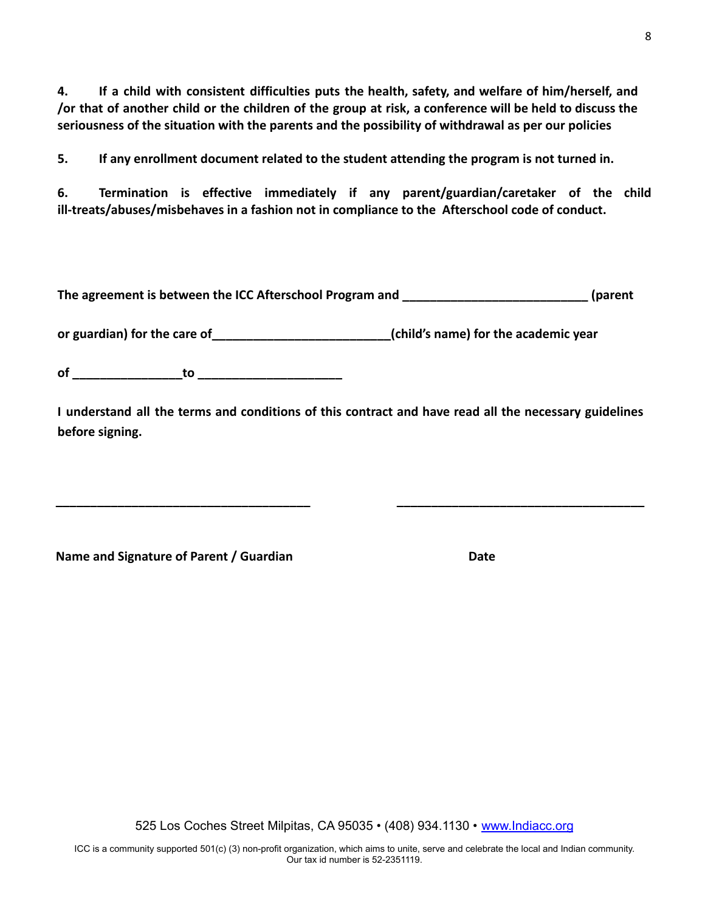**4. If a child with consistent difficulties puts the health, safety, and welfare of him/herself, and /or that of another child or the children of the group at risk, a conference will be held to discuss the seriousness of the situation with the parents and the possibility of withdrawal as per our policies**

**5. If any enrollment document related to the student attending the program is not turned in.**

**6. Termination is effective immediately if any parent/guardian/caretaker of the child ill-treats/abuses/misbehaves in a fashion not in compliance to the Afterschool code of conduct.**

**The agreement is between the ICC Afterschool Program and ___________________________ (parent or guardian) for the care of__________________________(child's name) for the academic year of ________________to _____________________**

**I understand all the terms and conditions of this contract and have read all the necessary guidelines before signing.**

_____________________________________ _____________________________________

**Name and Signature of Parent / Guardian** **Date**

525 Los Coches Street Milpitas, CA 95035 • (408) 934.1130 • [www.Indiacc.org](http://www.Indiacc.org)

ICC is a community supported 501(c) (3) non-profit organization, which aims to unite, serve and celebrate the local and Indian community. Our tax id number is 52-2351119.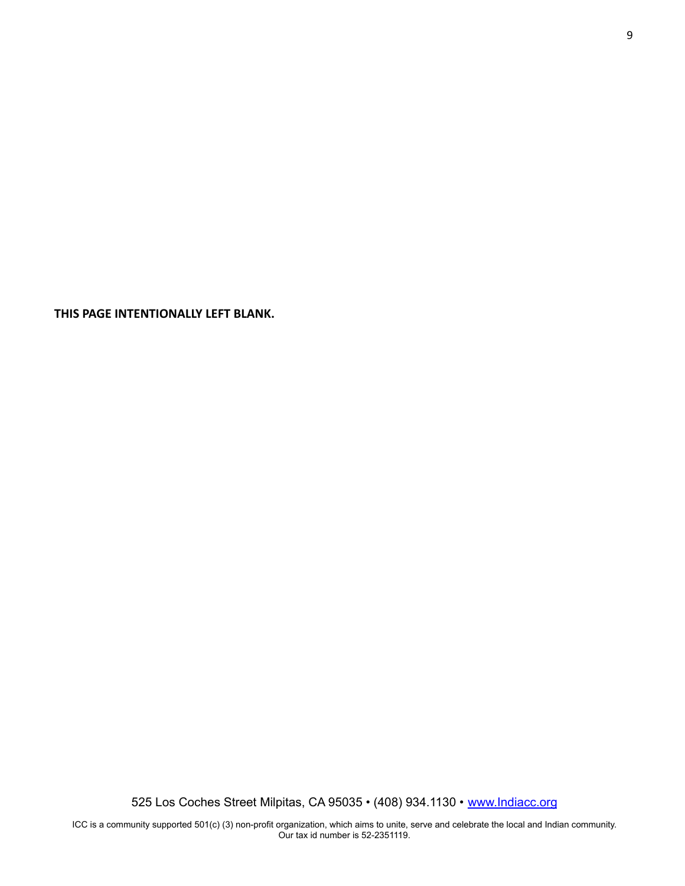**THIS PAGE INTENTIONALLY LEFT BLANK.**

525 Los Coches Street Milpitas, CA 95035 • (408) 934.1130 • www.Indiacc.org

ICC is a community supported 501(c) (3) non-profit organization, which aims to unite, serve and celebrate the local and Indian community. Our tax id number is 52-2351119.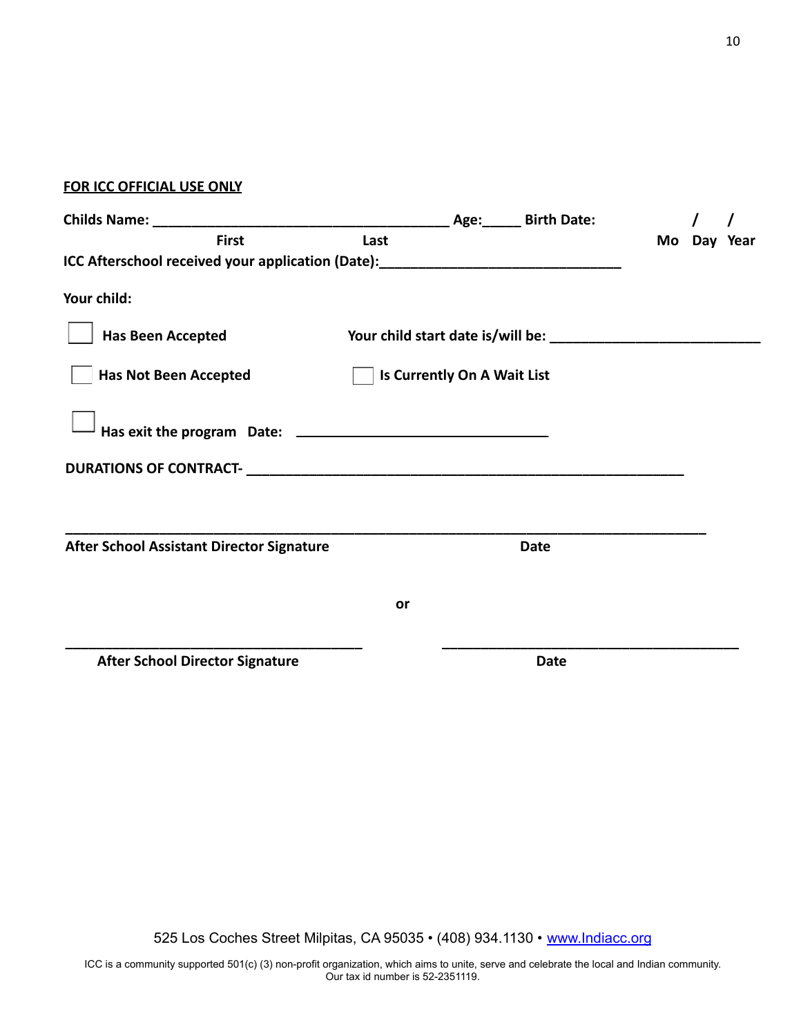**FOR ICC OFFICIAL USE ONLY**

**Childs Name:** _______________________________________ **Age:**_____ **Birth Date:** / /

First Last Mo Day Year

**ICC Afterschool received your application (Date):**________________________________

**Your child:**

☐ **Has Been Accepted** **Your child start date is/will be:** ___________________________

☐ **Has Not Been Accepted** ☐ **Is Currently On A Wait List**

☐ **Has exit the program Date:** _________________________________

**DURATIONS OF CONTRACT-** __________________________________________________________

_____________________________________________________________________________________

**After School Assistant Director Signature** **Date**

**or**

_______________________________________ _______________________________________

**After School Director Signature** **Date**

525 Los Coches Street Milpitas, CA 95035 • (408) 934.1130 • [www.Indiacc.org](http://www.Indiacc.org)

ICC is a community supported 501(c) (3) non-profit organization, which aims to unite, serve and celebrate the local and Indian community. Our tax id number is 52-2351119.